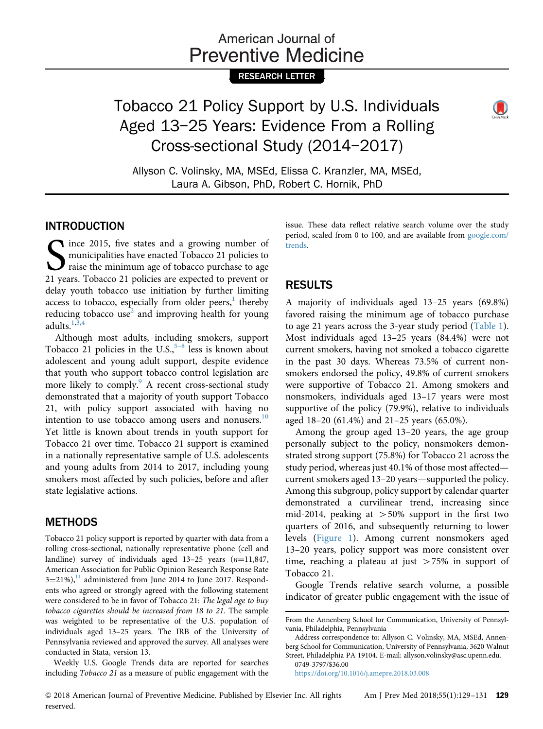RESEARCH LETTER

# Tobacco 21 Policy Support by U.S. Individuals Aged 13−25 Years: Evidence From a Rolling Cross-sectional Study (2014−2017)

Allyson C. Volinsky, MA, MSEd, Elissa C. Kranzler, MA, MSEd, Laura A. Gibson, PhD, Robert C. Hornik, PhD

## INTRODUCTION

Since 2015, five states and a growing number of municipalities have enacted Tobacco 21 policies to raise the minimum age of tobacco purchase to age 21 years. Tobacco 21 policies are expected to prevent or delay youth tobacco use initiation by further limiting access to tobacco, especially from older peers,[1] thereby reducing tobacco use[2] and improving health for young adults.[1,3,4]

Although most adults, including smokers, support Tobacco 21 policies in the U.S.,[5−8] less is known about adolescent and young adult support, despite evidence that youth who support tobacco control legislation are more likely to comply.[9] A recent cross-sectional study demonstrated that a majority of youth support Tobacco 21, with policy support associated with having no intention to use tobacco among users and nonusers.[10] Yet little is known about trends in youth support for Tobacco 21 over time. Tobacco 21 support is examined in a nationally representative sample of U.S. adolescents and young adults from 2014 to 2017, including young smokers most affected by such policies, before and after state legislative actions.

## METHODS

Tobacco 21 policy support is reported by quarter with data from a rolling cross-sectional, nationally representative phone (cell and landline) survey of individuals aged 13–25 years ($n$=11,847, American Association for Public Opinion Research Response Rate 3=21%),[11] administered from June 2014 to June 2017. Respondents who agreed or strongly agreed with the following statement were considered to be in favor of Tobacco 21: *The legal age to buy tobacco cigarettes should be increased from 18 to 21.* The sample was weighted to be representative of the U.S. population of individuals aged 13–25 years. The IRB of the University of Pennsylvania reviewed and approved the survey. All analyses were conducted in Stata, version 13.

Weekly U.S. Google Trends data are reported for searches including *Tobacco 21* as a measure of public engagement with the issue. These data reflect relative search volume over the study period, scaled from 0 to 100, and are available from google.com/trends.

## RESULTS

A majority of individuals aged 13–25 years (69.8%) favored raising the minimum age of tobacco purchase to age 21 years across the 3-year study period (Table 1). Most individuals aged 13–25 years (84.4%) were not current smokers, having not smoked a tobacco cigarette in the past 30 days. Whereas 73.5% of current nonsmokers endorsed the policy, 49.8% of current smokers were supportive of Tobacco 21. Among smokers and nonsmokers, individuals aged 13–17 years were most supportive of the policy (79.9%), relative to individuals aged 18–20 (61.4%) and 21–25 years (65.0%).

Among the group aged 13–20 years, the age group personally subject to the policy, nonsmokers demonstrated strong support (75.8%) for Tobacco 21 across the study period, whereas just 40.1% of those most affected—current smokers aged 13–20 years—supported the policy. Among this subgroup, policy support by calendar quarter demonstrated a curvilinear trend, increasing since mid-2014, peaking at >50% support in the first two quarters of 2016, and subsequently returning to lower levels (Figure 1). Among current nonsmokers aged 13–20 years, policy support was more consistent over time, reaching a plateau at just >75% in support of Tobacco 21.

Google Trends relative search volume, a possible indicator of greater public engagement with the issue of

From the Annenberg School for Communication, University of Pennsylvania, Philadelphia, Pennsylvania

Address correspondence to: Allyson C. Volinsky, MA, MSEd, Annenberg School for Communication, University of Pennsylvania, 3620 Walnut Street, Philadelphia PA 19104. E-mail: allyson.volinsky@asc.upenn.edu.

0749-3797/$36.00

https://doi.org/10.1016/j.amepre.2018.03.008

© 2018 American Journal of Preventive Medicine. Published by Elsevier Inc. All rights reserved.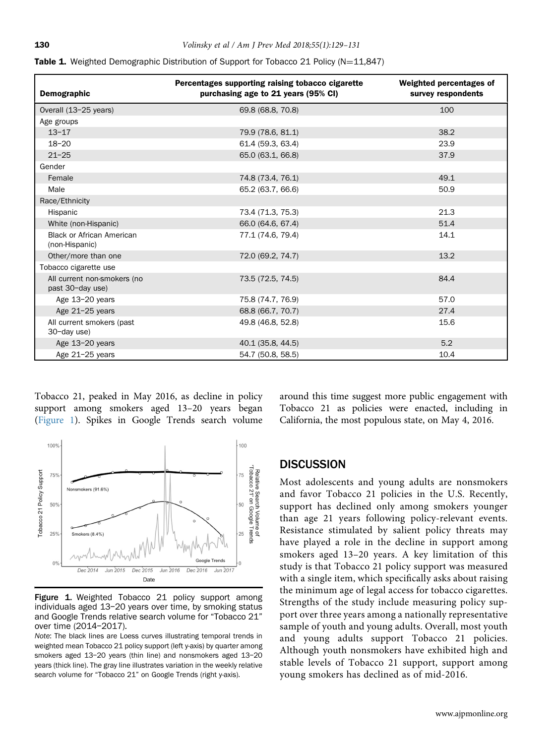**Table 1.** Weighted Demographic Distribution of Support for Tobacco 21 Policy (N=11,847)

| Demographic | Percentages supporting raising tobacco cigarette purchasing age to 21 years (95% CI) | Weighted percentages of survey respondents |
|---|---|---|
| Overall (13–25 years) | 69.8 (68.8, 70.8) | 100 |
| Age groups | | |
| 13–17 | 79.9 (78.6, 81.1) | 38.2 |
| 18–20 | 61.4 (59.3, 63.4) | 23.9 |
| 21–25 | 65.0 (63.1, 66.8) | 37.9 |
| Gender | | |
| Female | 74.8 (73.4, 76.1) | 49.1 |
| Male | 65.2 (63.7, 66.6) | 50.9 |
| Race/Ethnicity | | |
| Hispanic | 73.4 (71.3, 75.3) | 21.3 |
| White (non-Hispanic) | 66.0 (64.6, 67.4) | 51.4 |
| Black or African American (non-Hispanic) | 77.1 (74.6, 79.4) | 14.1 |
| Other/more than one | 72.0 (69.2, 74.7) | 13.2 |
| Tobacco cigarette use | | |
| All current non-smokers (no past 30–day use) | 73.5 (72.5, 74.5) | 84.4 |
| Age 13–20 years | 75.8 (74.7, 76.9) | 57.0 |
| Age 21–25 years | 68.8 (66.7, 70.7) | 27.4 |
| All current smokers (past 30–day use) | 49.8 (46.8, 52.8) | 15.6 |
| Age 13–20 years | 40.1 (35.8, 44.5) | 5.2 |
| Age 21–25 years | 54.7 (50.8, 58.5) | 10.4 |

Tobacco 21, peaked in May 2016, as decline in policy support among smokers aged 13–20 years began (Figure 1). Spikes in Google Trends search volume around this time suggest more public engagement with Tobacco 21 as policies were enacted, including in California, the most populous state, on May 4, 2016.

**Figure 1.** Weighted Tobacco 21 policy support among individuals aged 13–20 years over time, by smoking status and Google Trends relative search volume for "Tobacco 21" over time (2014–2017).

*Note*: The black lines are Loess curves illustrating temporal trends in weighted mean Tobacco 21 policy support (left y-axis) by quarter among smokers aged 13–20 years (thin line) and nonsmokers aged 13–20 years (thick line). The gray line illustrates variation in the weekly relative search volume for "Tobacco 21" on Google Trends (right y-axis).

## DISCUSSION

Most adolescents and young adults are nonsmokers and favor Tobacco 21 policies in the U.S. Recently, support has declined only among smokers younger than age 21 years following policy-relevant events. Resistance stimulated by salient policy threats may have played a role in the decline in support among smokers aged 13–20 years. A key limitation of this study is that Tobacco 21 policy support was measured with a single item, which specifically asks about raising the minimum age of legal access for tobacco cigarettes. Strengths of the study include measuring policy support over three years among a nationally representative sample of youth and young adults. Overall, most youth and young adults support Tobacco 21 policies. Although youth nonsmokers have exhibited high and stable levels of Tobacco 21 support, support among young smokers has declined as of mid-2016.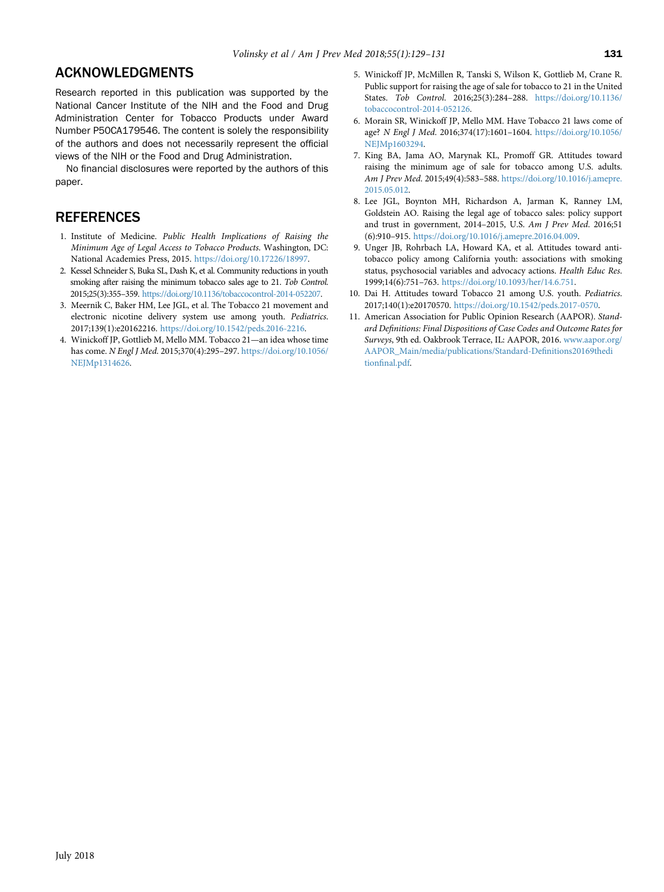## ACKNOWLEDGMENTS

Research reported in this publication was supported by the National Cancer Institute of the NIH and the Food and Drug Administration Center for Tobacco Products under Award Number P50CA179546. The content is solely the responsibility of the authors and does not necessarily represent the official views of the NIH or the Food and Drug Administration.

No financial disclosures were reported by the authors of this paper.

## REFERENCES

1. Institute of Medicine. *Public Health Implications of Raising the Minimum Age of Legal Access to Tobacco Products*. Washington, DC: National Academies Press, 2015. https://doi.org/10.17226/18997.
2. Kessel Schneider S, Buka SL, Dash K, et al. Community reductions in youth smoking after raising the minimum tobacco sales age to 21. *Tob Control*. 2015;25(3):355–359. https://doi.org/10.1136/tobaccocontrol-2014-052207.
3. Meernik C, Baker HM, Lee JGL, et al. The Tobacco 21 movement and electronic nicotine delivery system use among youth. *Pediatrics*. 2017;139(1):e20162216. https://doi.org/10.1542/peds.2016-2216.
4. Winickoff JP, Gottlieb M, Mello MM. Tobacco 21—an idea whose time has come. *N Engl J Med*. 2015;370(4):295–297. https://doi.org/10.1056/NEJMp1314626.
5. Winickoff JP, McMillen R, Tanski S, Wilson K, Gottlieb M, Crane R. Public support for raising the age of sale for tobacco to 21 in the United States. *Tob Control*. 2016;25(3):284–288. https://doi.org/10.1136/tobaccocontrol-2014-052126.
6. Morain SR, Winickoff JP, Mello MM. Have Tobacco 21 laws come of age? *N Engl J Med*. 2016;374(17):1601–1604. https://doi.org/10.1056/NEJMp1603294.
7. King BA, Jama AO, Marynak KL, Promoff GR. Attitudes toward raising the minimum age of sale for tobacco among U.S. adults. *Am J Prev Med*. 2015;49(4):583–588. https://doi.org/10.1016/j.amepre.2015.05.012.
8. Lee JGL, Boynton MH, Richardson A, Jarman K, Ranney LM, Goldstein AO. Raising the legal age of tobacco sales: policy support and trust in government, 2014–2015, U.S. *Am J Prev Med*. 2016;51(6):910–915. https://doi.org/10.1016/j.amepre.2016.04.009.
9. Unger JB, Rohrbach LA, Howard KA, et al. Attitudes toward anti-tobacco policy among California youth: associations with smoking status, psychosocial variables and advocacy actions. *Health Educ Res*. 1999;14(6):751–763. https://doi.org/10.1093/her/14.6.751.
10. Dai H. Attitudes toward Tobacco 21 among U.S. youth. *Pediatrics*. 2017;140(1):e20170570. https://doi.org/10.1542/peds.2017-0570.
11. American Association for Public Opinion Research (AAPOR). *Standard Definitions: Final Dispositions of Case Codes and Outcome Rates for Surveys*, 9th ed. Oakbrook Terrace, IL: AAPOR, 2016. www.aapor.org/AAPOR_Main/media/publications/Standard-Definitions20169theditionfinal.pdf.